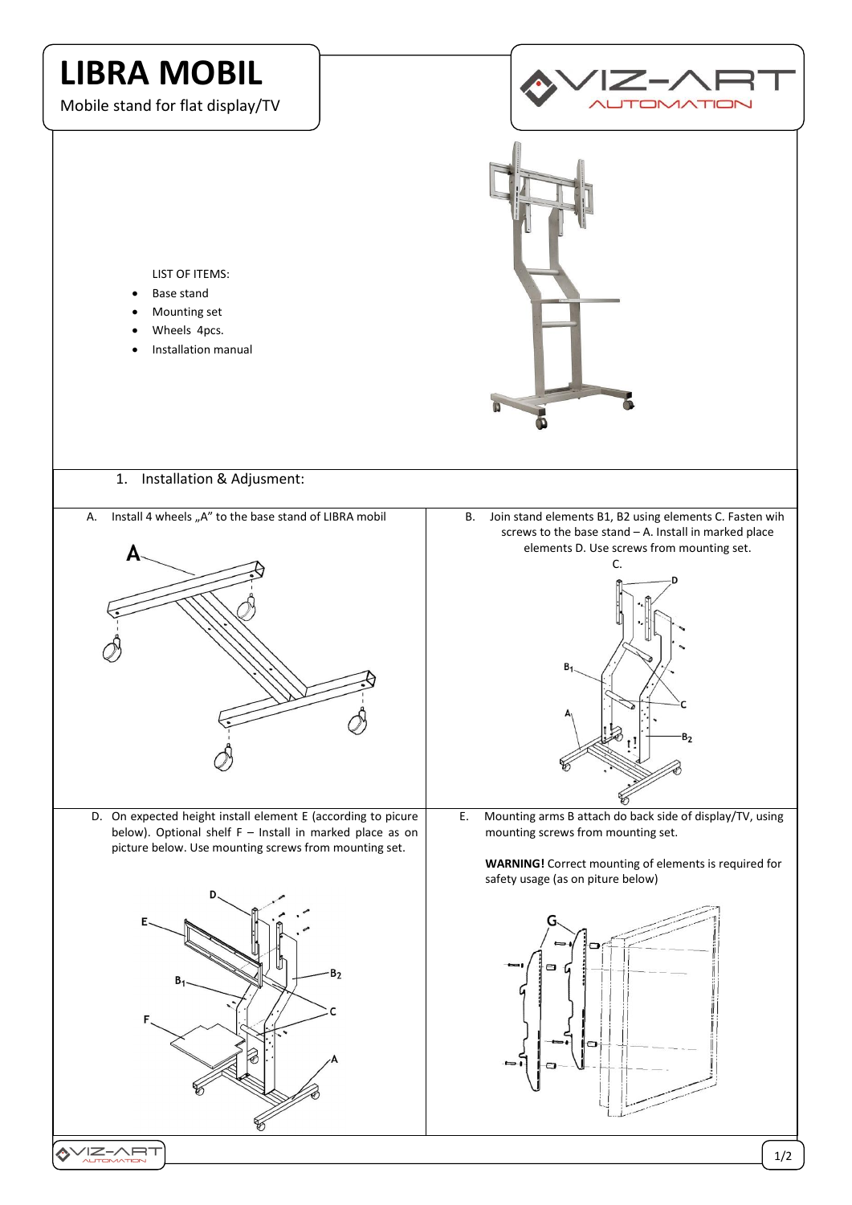# LIBRA MOBIL

Mobile stand for flat display/TV

LIST OF ITEMS:

- Base stand
- Mounting set
- Wheels 4pcs.
- Installation manual

1. Installation & Adjusment:

A. Install 4 wheels „A" to the base stand of LIBRA mobil

B. Join stand elements B1, B2 using elements C. Fasten wih screws to the base stand – A. Install in marked place elements D. Use screws from mounting set.

D. On expected height install element E (according to picure below). Optional shelf F – Install in marked place as on picture below. Use mounting screws from mounting set.

E. Mounting arms B attach do back side of display/TV, using mounting screws from mounting set.

**WARNING!** Correct mounting of elements is required for safety usage (as on piture below)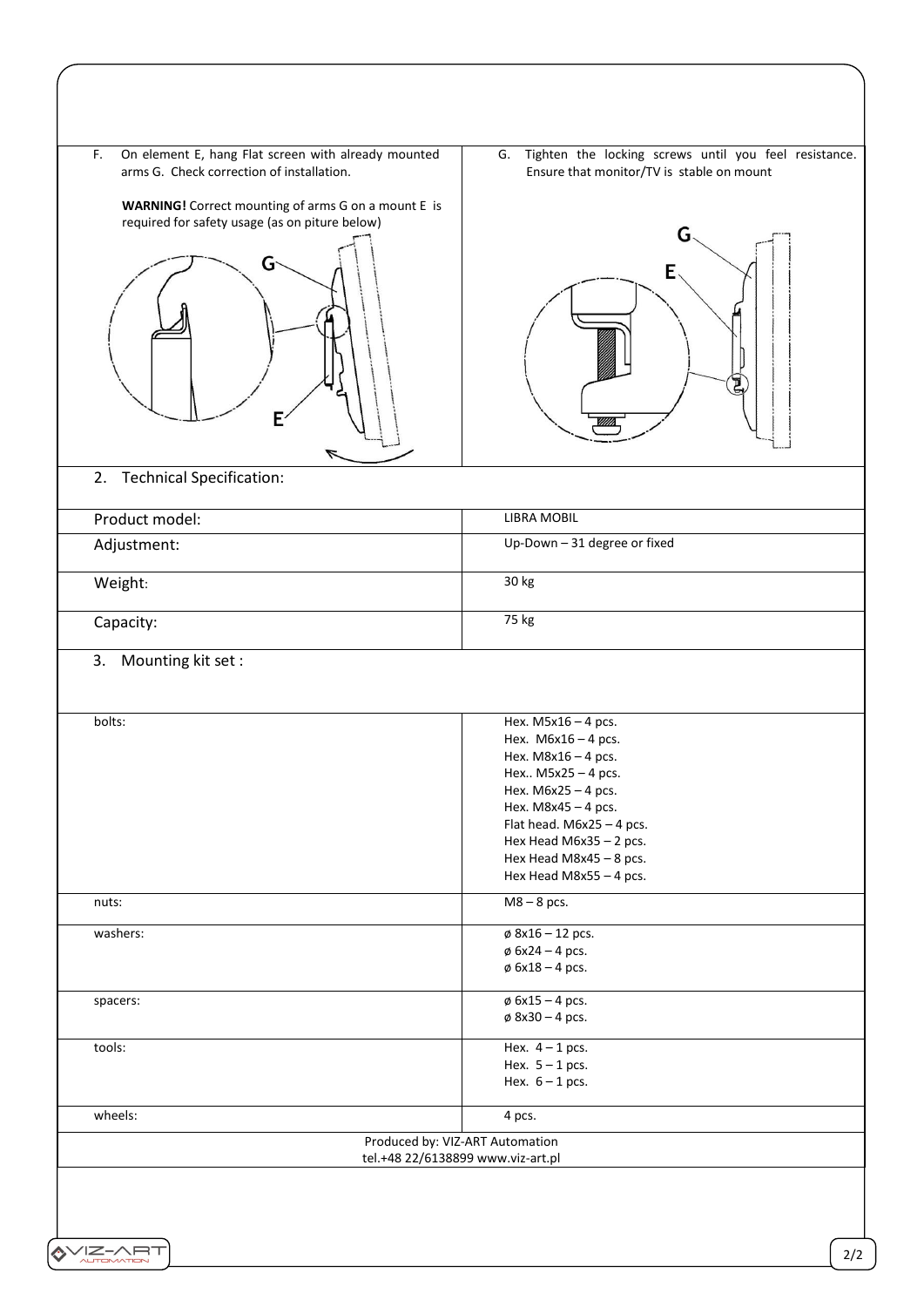F. On element E, hang Flat screen with already mounted arms G. Check correction of installation.

**WARNING!** Correct mounting of arms G on a mount E is required for safety usage (as on piture below)

G
E

G. Tighten the locking screws until you feel resistance. Ensure that monitor/TV is stable on mount

G
E

## 2. Technical Specification:

| | |
|---|---|
| Product model: | LIBRA MOBIL |
| Adjustment: | Up-Down – 31 degree or fixed |
| Weight: | 30 kg |
| Capacity: | 75 kg |

## 3. Mounting kit set :

| | |
|---|---|
| bolts: | Hex. M5x16 – 4 pcs.<br>Hex. M6x16 – 4 pcs.<br>Hex. M8x16 – 4 pcs.<br>Hex.. M5x25 – 4 pcs.<br>Hex. M6x25 – 4 pcs.<br>Hex. M8x45 – 4 pcs.<br>Flat head. M6x25 – 4 pcs.<br>Hex Head M6x35 – 2 pcs.<br>Hex Head M8x45 – 8 pcs.<br>Hex Head M8x55 – 4 pcs. |
| nuts: | M8 – 8 pcs. |
| washers: | ø 8x16 – 12 pcs.<br>ø 6x24 – 4 pcs.<br>ø 6x18 – 4 pcs. |
| spacers: | ø 6x15 – 4 pcs.<br>ø 8x30 – 4 pcs. |
| tools: | Hex. 4 – 1 pcs.<br>Hex. 5 – 1 pcs.<br>Hex. 6 – 1 pcs. |
| wheels: | 4 pcs. |

Produced by: VIZ-ART Automation
tel.+48 22/6138899 www.viz-art.pl